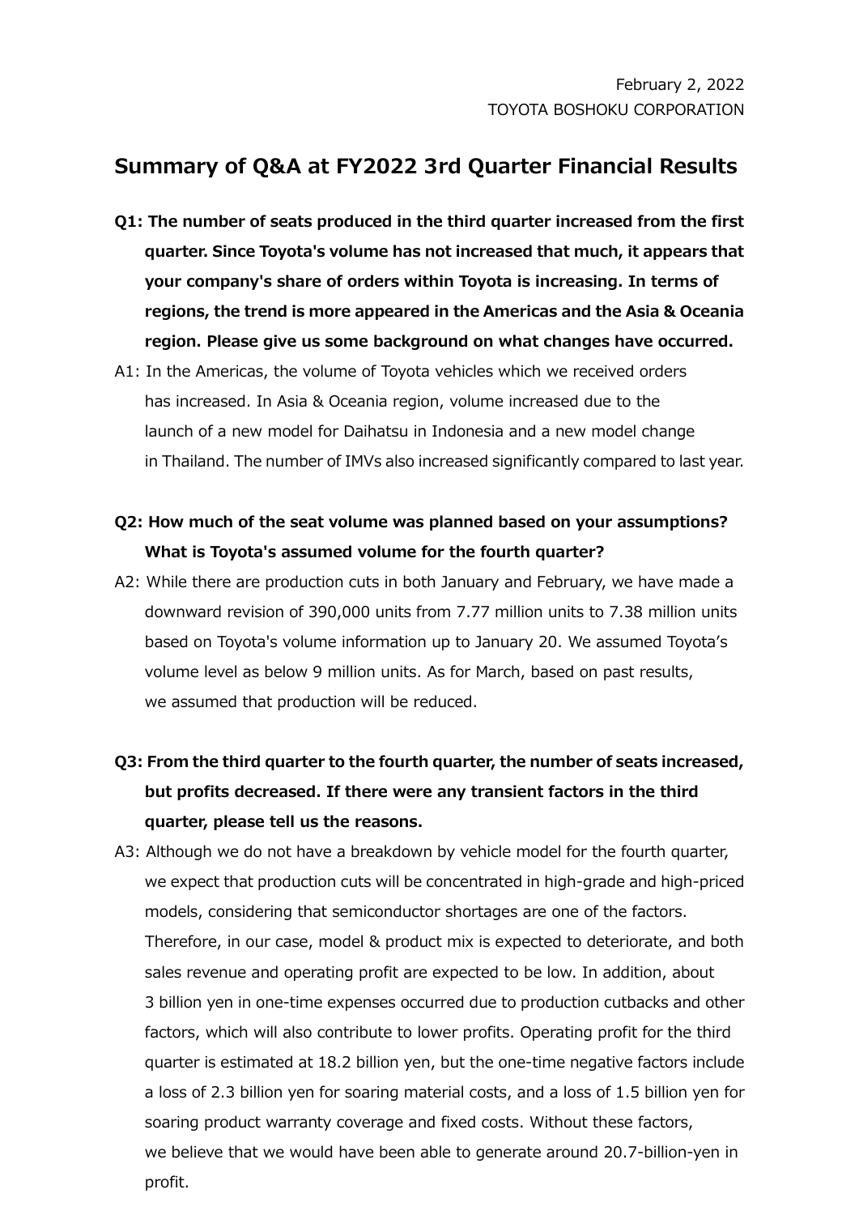February 2, 2022
TOYOTA BOSHOKU CORPORATION

# Summary of Q&A at FY2022 3rd Quarter Financial Results

**Q1: The number of seats produced in the third quarter increased from the first quarter. Since Toyota's volume has not increased that much, it appears that your company's share of orders within Toyota is increasing. In terms of regions, the trend is more appeared in the Americas and the Asia & Oceania region. Please give us some background on what changes have occurred.**

A1: In the Americas, the volume of Toyota vehicles which we received orders has increased. In Asia & Oceania region, volume increased due to the launch of a new model for Daihatsu in Indonesia and a new model change in Thailand. The number of IMVs also increased significantly compared to last year.

**Q2: How much of the seat volume was planned based on your assumptions? What is Toyota's assumed volume for the fourth quarter?**

A2: While there are production cuts in both January and February, we have made a downward revision of 390,000 units from 7.77 million units to 7.38 million units based on Toyota's volume information up to January 20. We assumed Toyota's volume level as below 9 million units. As for March, based on past results, we assumed that production will be reduced.

**Q3: From the third quarter to the fourth quarter, the number of seats increased, but profits decreased. If there were any transient factors in the third quarter, please tell us the reasons.**

A3: Although we do not have a breakdown by vehicle model for the fourth quarter, we expect that production cuts will be concentrated in high-grade and high-priced models, considering that semiconductor shortages are one of the factors. Therefore, in our case, model & product mix is expected to deteriorate, and both sales revenue and operating profit are expected to be low. In addition, about 3 billion yen in one-time expenses occurred due to production cutbacks and other factors, which will also contribute to lower profits. Operating profit for the third quarter is estimated at 18.2 billion yen, but the one-time negative factors include a loss of 2.3 billion yen for soaring material costs, and a loss of 1.5 billion yen for soaring product warranty coverage and fixed costs. Without these factors, we believe that we would have been able to generate around 20.7-billion-yen in profit.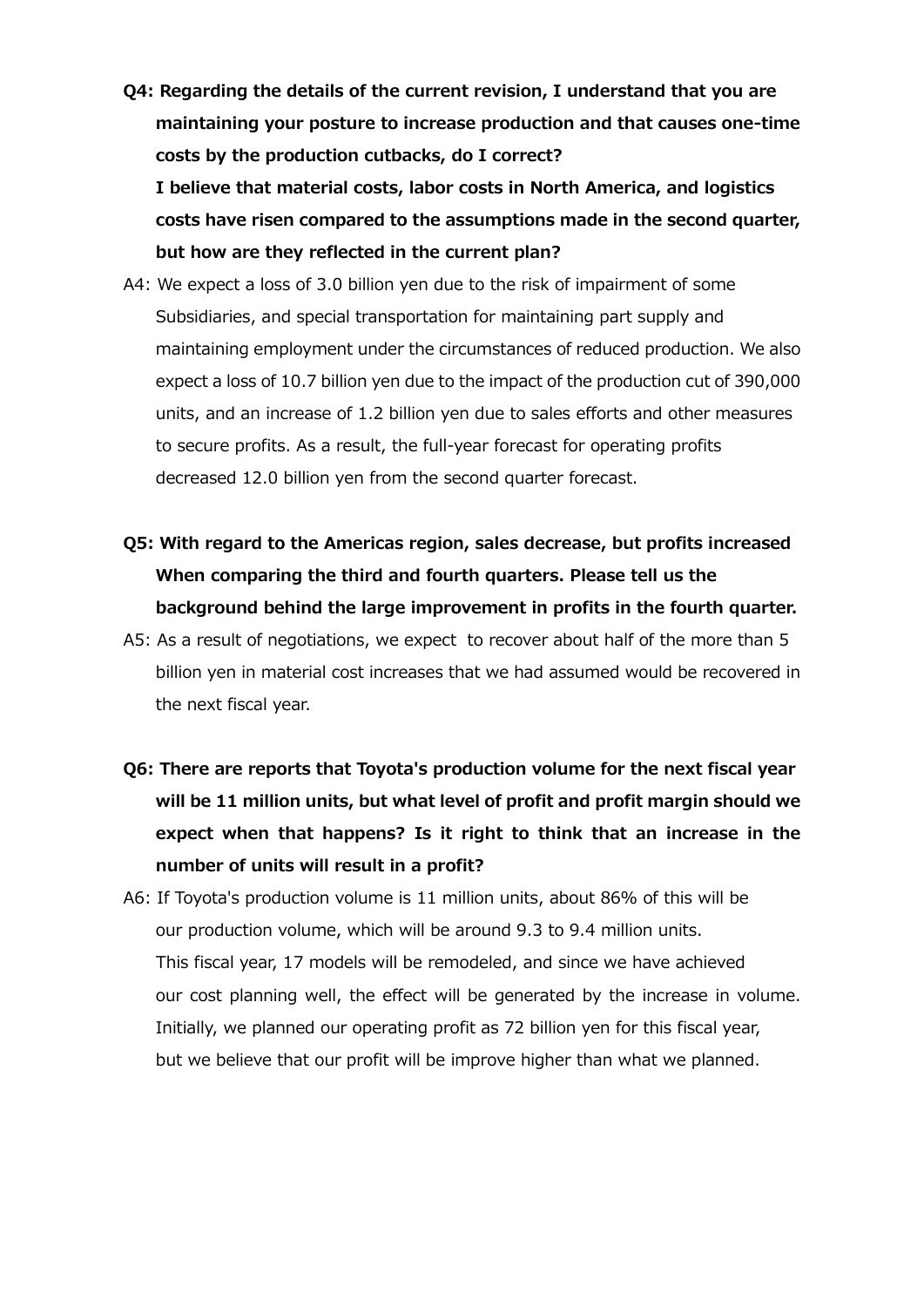**Q4: Regarding the details of the current revision, I understand that you are maintaining your posture to increase production and that causes one-time costs by the production cutbacks, do I correct?**
**I believe that material costs, labor costs in North America, and logistics costs have risen compared to the assumptions made in the second quarter, but how are they reflected in the current plan?**

A4: We expect a loss of 3.0 billion yen due to the risk of impairment of some Subsidiaries, and special transportation for maintaining part supply and maintaining employment under the circumstances of reduced production. We also expect a loss of 10.7 billion yen due to the impact of the production cut of 390,000 units, and an increase of 1.2 billion yen due to sales efforts and other measures to secure profits. As a result, the full-year forecast for operating profits decreased 12.0 billion yen from the second quarter forecast.

**Q5: With regard to the Americas region, sales decrease, but profits increased When comparing the third and fourth quarters. Please tell us the background behind the large improvement in profits in the fourth quarter.**

A5: As a result of negotiations, we expect to recover about half of the more than 5 billion yen in material cost increases that we had assumed would be recovered in the next fiscal year.

**Q6: There are reports that Toyota's production volume for the next fiscal year will be 11 million units, but what level of profit and profit margin should we expect when that happens? Is it right to think that an increase in the number of units will result in a profit?**

A6: If Toyota's production volume is 11 million units, about 86% of this will be our production volume, which will be around 9.3 to 9.4 million units.
This fiscal year, 17 models will be remodeled, and since we have achieved our cost planning well, the effect will be generated by the increase in volume.
Initially, we planned our operating profit as 72 billion yen for this fiscal year, but we believe that our profit will be improve higher than what we planned.